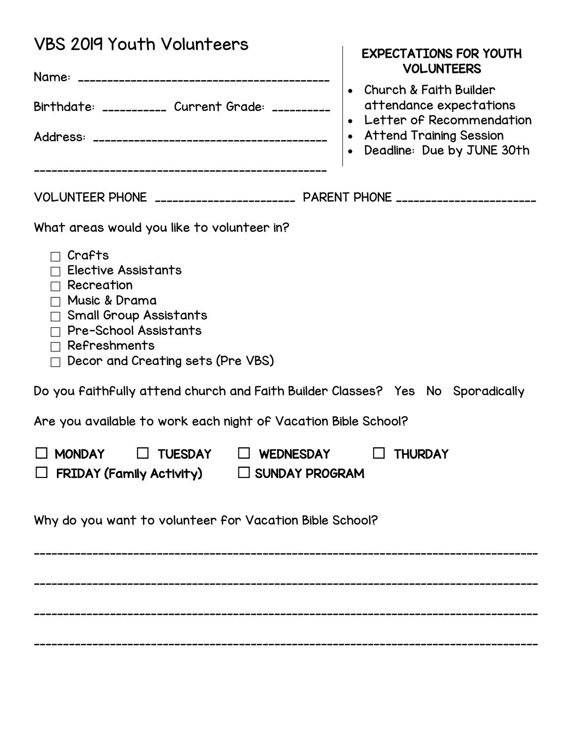# VBS 2019 Youth Volunteers

Name: ________________________________________

Birthdate: __________ Current Grade: _________

Address: ______________________________________

_____________________________________________

## EXPECTATIONS FOR YOUTH VOLUNTEERS

- Church & Faith Builder attendance expectations
- Letter of Recommendation
- Attend Training Session
- Deadline: Due by JUNE 30th

VOLUNTEER PHONE ______________________ PARENT PHONE ______________________

What areas would you like to volunteer in?

- ☐ Crafts
- ☐ Elective Assistants
- ☐ Recreation
- ☐ Music & Drama
- ☐ Small Group Assistants
- ☐ Pre-School Assistants
- ☐ Refreshments
- ☐ Decor and Creating sets (Pre VBS)

Do you faithfully attend church and Faith Builder Classes? Yes No Sporadically

Are you available to work each night of Vacation Bible School?

☐ **MONDAY** ☐ **TUESDAY** ☐ **WEDNESDAY** ☐ **THURDAY**

☐ **FRIDAY (Family Activity)** ☐ **SUNDAY PROGRAM**

Why do you want to volunteer for Vacation Bible School?

_____________________________________________________________________________

_____________________________________________________________________________

_____________________________________________________________________________

_____________________________________________________________________________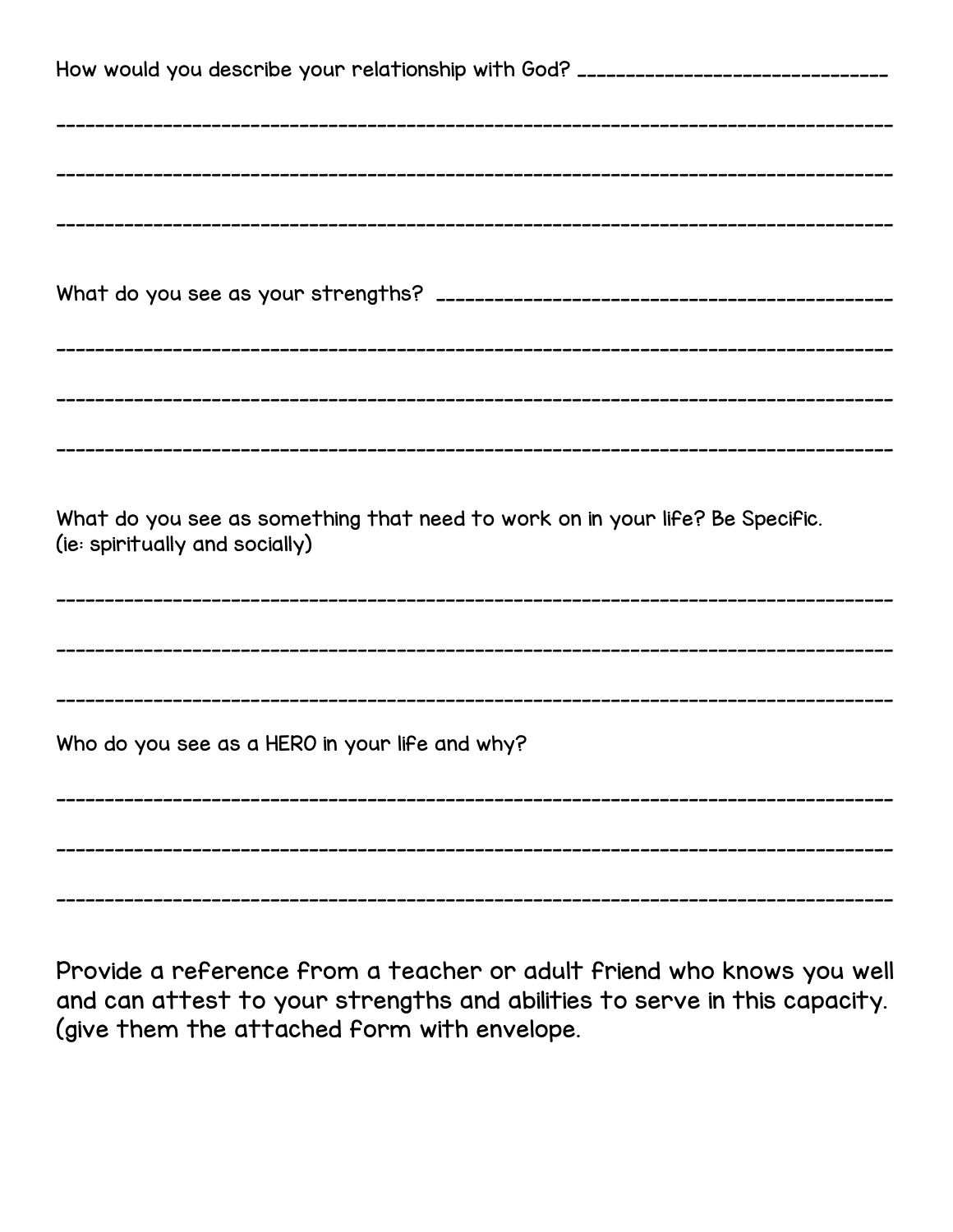How would you describe your relationship with God? ______________________________

__________________________________________________________________________________

__________________________________________________________________________________

__________________________________________________________________________________

What do you see as your strengths? _______________________________________________

__________________________________________________________________________________

__________________________________________________________________________________

__________________________________________________________________________________

What do you see as something that need to work on in your life? Be Specific.
(ie: spiritually and socially)

__________________________________________________________________________________

__________________________________________________________________________________

__________________________________________________________________________________

Who do you see as a HERO in your life and why?

__________________________________________________________________________________

__________________________________________________________________________________

__________________________________________________________________________________

Provide a reference from a teacher or adult friend who knows you well and can attest to your strengths and abilities to serve in this capacity. (give them the attached form with envelope.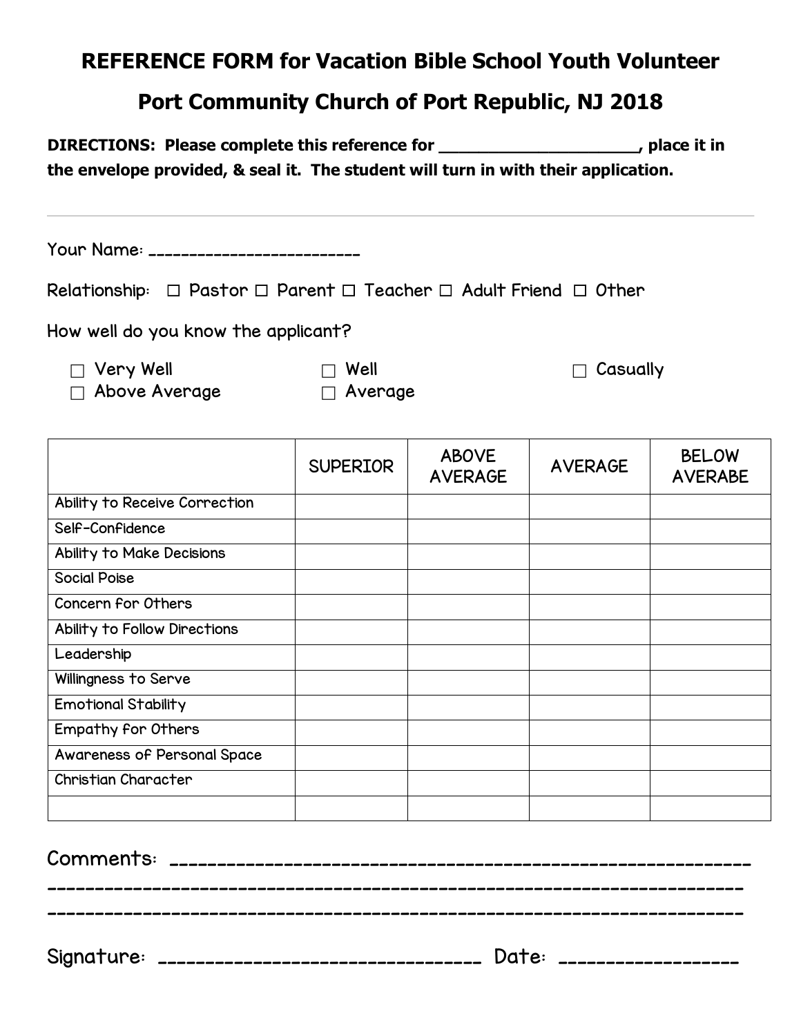# REFERENCE FORM for Vacation Bible School Youth Volunteer

## Port Community Church of Port Republic, NJ 2018

**DIRECTIONS: Please complete this reference for ____________________, place it in the envelope provided, & seal it. The student will turn in with their application.**

---

Your Name: ________________________

Relationship: ☐ Pastor ☐ Parent ☐ Teacher ☐ Adult Friend ☐ Other

How well do you know the applicant?

☐ Very Well ☐ Well ☐ Casually
☐ Above Average ☐ Average

| | SUPERIOR | ABOVE AVERAGE | AVERAGE | BELOW AVERABE |
|---|---|---|---|---|
| Ability to Receive Correction | | | | |
| Self-Confidence | | | | |
| Ability to Make Decisions | | | | |
| Social Poise | | | | |
| Concern for Others | | | | |
| Ability to Follow Directions | | | | |
| Leadership | | | | |
| Willingness to Serve | | | | |
| Emotional Stability | | | | |
| Empathy for Others | | | | |
| Awareness of Personal Space | | | | |
| Christian Character | | | | |
| | | | | |

Comments: ________________________________________________________
________________________________________________________________
________________________________________________________________

Signature: ________________________________ Date: ________________